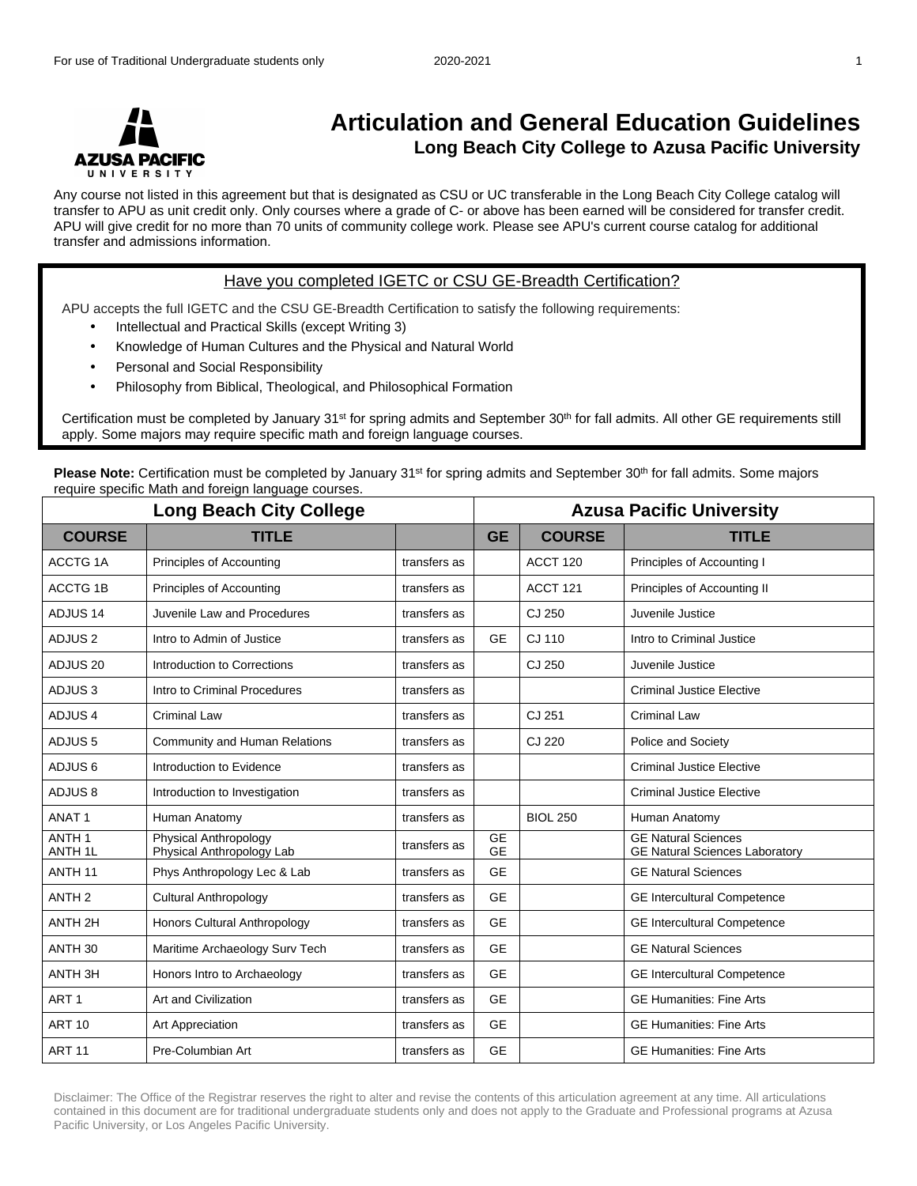# Articulation and General Education Guidelines

## Long Beach City College to Azusa Pacific University

Any course not listed in this agreement but that is designated as CSU or UC transferable in the Long Beach City College catalog will transfer to APU as unit credit only. Only courses where a grade of C- or above has been earned will be considered for transfer credit. APU will give credit for no more than 70 units of community college work. Please see APU's current course catalog for additional transfer and admissions information.

### Have you completed IGETC or CSU GE-Breadth Certification?

APU accepts the full IGETC and the CSU GE-Breadth Certification to satisfy the following requirements:

- Intellectual and Practical Skills (except Writing 3)
- Knowledge of Human Cultures and the Physical and Natural World
- Personal and Social Responsibility
- Philosophy from Biblical, Theological, and Philosophical Formation

Certification must be completed by January 31st for spring admits and September 30th for fall admits. All other GE requirements still apply. Some majors may require specific math and foreign language courses.

**Please Note:** Certification must be completed by January 31st for spring admits and September 30th for fall admits. Some majors require specific Math and foreign language courses.

| Long Beach City College | | | Azusa Pacific University | | |
|---|---|---|---|---|---|
| **COURSE** | **TITLE** | | **GE** | **COURSE** | **TITLE** |
| ACCTG 1A | Principles of Accounting | transfers as | | ACCT 120 | Principles of Accounting I |
| ACCTG 1B | Principles of Accounting | transfers as | | ACCT 121 | Principles of Accounting II |
| ADJUS 14 | Juvenile Law and Procedures | transfers as | | CJ 250 | Juvenile Justice |
| ADJUS 2 | Intro to Admin of Justice | transfers as | GE | CJ 110 | Intro to Criminal Justice |
| ADJUS 20 | Introduction to Corrections | transfers as | | CJ 250 | Juvenile Justice |
| ADJUS 3 | Intro to Criminal Procedures | transfers as | | | Criminal Justice Elective |
| ADJUS 4 | Criminal Law | transfers as | | CJ 251 | Criminal Law |
| ADJUS 5 | Community and Human Relations | transfers as | | CJ 220 | Police and Society |
| ADJUS 6 | Introduction to Evidence | transfers as | | | Criminal Justice Elective |
| ADJUS 8 | Introduction to Investigation | transfers as | | | Criminal Justice Elective |
| ANAT 1 | Human Anatomy | transfers as | | BIOL 250 | Human Anatomy |
| ANTH 1<br>ANTH 1L | Physical Anthropology<br>Physical Anthropology Lab | transfers as | GE<br>GE | | GE Natural Sciences<br>GE Natural Sciences Laboratory |
| ANTH 11 | Phys Anthropology Lec & Lab | transfers as | GE | | GE Natural Sciences |
| ANTH 2 | Cultural Anthropology | transfers as | GE | | GE Intercultural Competence |
| ANTH 2H | Honors Cultural Anthropology | transfers as | GE | | GE Intercultural Competence |
| ANTH 30 | Maritime Archaeology Surv Tech | transfers as | GE | | GE Natural Sciences |
| ANTH 3H | Honors Intro to Archaeology | transfers as | GE | | GE Intercultural Competence |
| ART 1 | Art and Civilization | transfers as | GE | | GE Humanities: Fine Arts |
| ART 10 | Art Appreciation | transfers as | GE | | GE Humanities: Fine Arts |
| ART 11 | Pre-Columbian Art | transfers as | GE | | GE Humanities: Fine Arts |

Disclaimer: The Office of the Registrar reserves the right to alter and revise the contents of this articulation agreement at any time. All articulations contained in this document are for traditional undergraduate students only and does not apply to the Graduate and Professional programs at Azusa Pacific University, or Los Angeles Pacific University.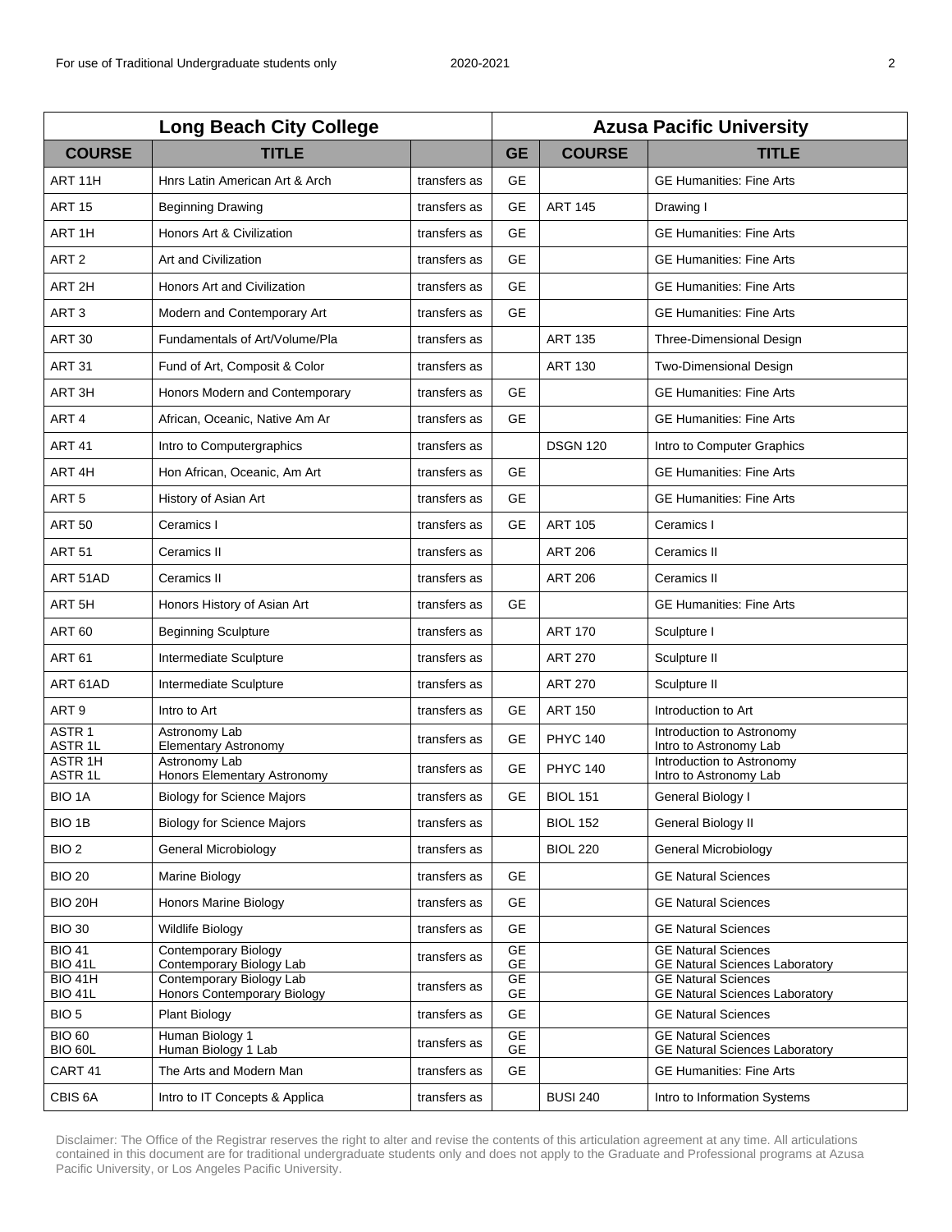| Long Beach City College | | | Azusa Pacific University | | |
|---|---|---|---|---|---|
| **COURSE** | **TITLE** | | **GE** | **COURSE** | **TITLE** |
| ART 11H | Hnrs Latin American Art & Arch | transfers as | GE | | GE Humanities: Fine Arts |
| ART 15 | Beginning Drawing | transfers as | GE | ART 145 | Drawing I |
| ART 1H | Honors Art & Civilization | transfers as | GE | | GE Humanities: Fine Arts |
| ART 2 | Art and Civilization | transfers as | GE | | GE Humanities: Fine Arts |
| ART 2H | Honors Art and Civilization | transfers as | GE | | GE Humanities: Fine Arts |
| ART 3 | Modern and Contemporary Art | transfers as | GE | | GE Humanities: Fine Arts |
| ART 30 | Fundamentals of Art/Volume/Pla | transfers as | | ART 135 | Three-Dimensional Design |
| ART 31 | Fund of Art, Composit & Color | transfers as | | ART 130 | Two-Dimensional Design |
| ART 3H | Honors Modern and Contemporary | transfers as | GE | | GE Humanities: Fine Arts |
| ART 4 | African, Oceanic, Native Am Ar | transfers as | GE | | GE Humanities: Fine Arts |
| ART 41 | Intro to Computergraphics | transfers as | | DSGN 120 | Intro to Computer Graphics |
| ART 4H | Hon African, Oceanic, Am Art | transfers as | GE | | GE Humanities: Fine Arts |
| ART 5 | History of Asian Art | transfers as | GE | | GE Humanities: Fine Arts |
| ART 50 | Ceramics I | transfers as | GE | ART 105 | Ceramics I |
| ART 51 | Ceramics II | transfers as | | ART 206 | Ceramics II |
| ART 51AD | Ceramics II | transfers as | | ART 206 | Ceramics II |
| ART 5H | Honors History of Asian Art | transfers as | GE | | GE Humanities: Fine Arts |
| ART 60 | Beginning Sculpture | transfers as | | ART 170 | Sculpture I |
| ART 61 | Intermediate Sculpture | transfers as | | ART 270 | Sculpture II |
| ART 61AD | Intermediate Sculpture | transfers as | | ART 270 | Sculpture II |
| ART 9 | Intro to Art | transfers as | GE | ART 150 | Introduction to Art |
| ASTR 1<br>ASTR 1L | Astronomy Lab<br>Elementary Astronomy | transfers as | GE | PHYC 140 | Introduction to Astronomy<br>Intro to Astronomy Lab |
| ASTR 1H<br>ASTR 1L | Astronomy Lab<br>Honors Elementary Astronomy | transfers as | GE | PHYC 140 | Introduction to Astronomy<br>Intro to Astronomy Lab |
| BIO 1A | Biology for Science Majors | transfers as | GE | BIOL 151 | General Biology I |
| BIO 1B | Biology for Science Majors | transfers as | | BIOL 152 | General Biology II |
| BIO 2 | General Microbiology | transfers as | | BIOL 220 | General Microbiology |
| BIO 20 | Marine Biology | transfers as | GE | | GE Natural Sciences |
| BIO 20H | Honors Marine Biology | transfers as | GE | | GE Natural Sciences |
| BIO 30 | Wildlife Biology | transfers as | GE | | GE Natural Sciences |
| BIO 41<br>BIO 41L | Contemporary Biology<br>Contemporary Biology Lab | transfers as | GE<br>GE | | GE Natural Sciences<br>GE Natural Sciences Laboratory |
| BIO 41H<br>BIO 41L | Contemporary Biology Lab<br>Honors Contemporary Biology | transfers as | GE<br>GE | | GE Natural Sciences<br>GE Natural Sciences Laboratory |
| BIO 5 | Plant Biology | transfers as | GE | | GE Natural Sciences |
| BIO 60<br>BIO 60L | Human Biology 1<br>Human Biology 1 Lab | transfers as | GE<br>GE | | GE Natural Sciences<br>GE Natural Sciences Laboratory |
| CART 41 | The Arts and Modern Man | transfers as | GE | | GE Humanities: Fine Arts |
| CBIS 6A | Intro to IT Concepts & Applica | transfers as | | BUSI 240 | Intro to Information Systems |

Disclaimer: The Office of the Registrar reserves the right to alter and revise the contents of this articulation agreement at any time. All articulations contained in this document are for traditional undergraduate students only and does not apply to the Graduate and Professional programs at Azusa Pacific University, or Los Angeles Pacific University.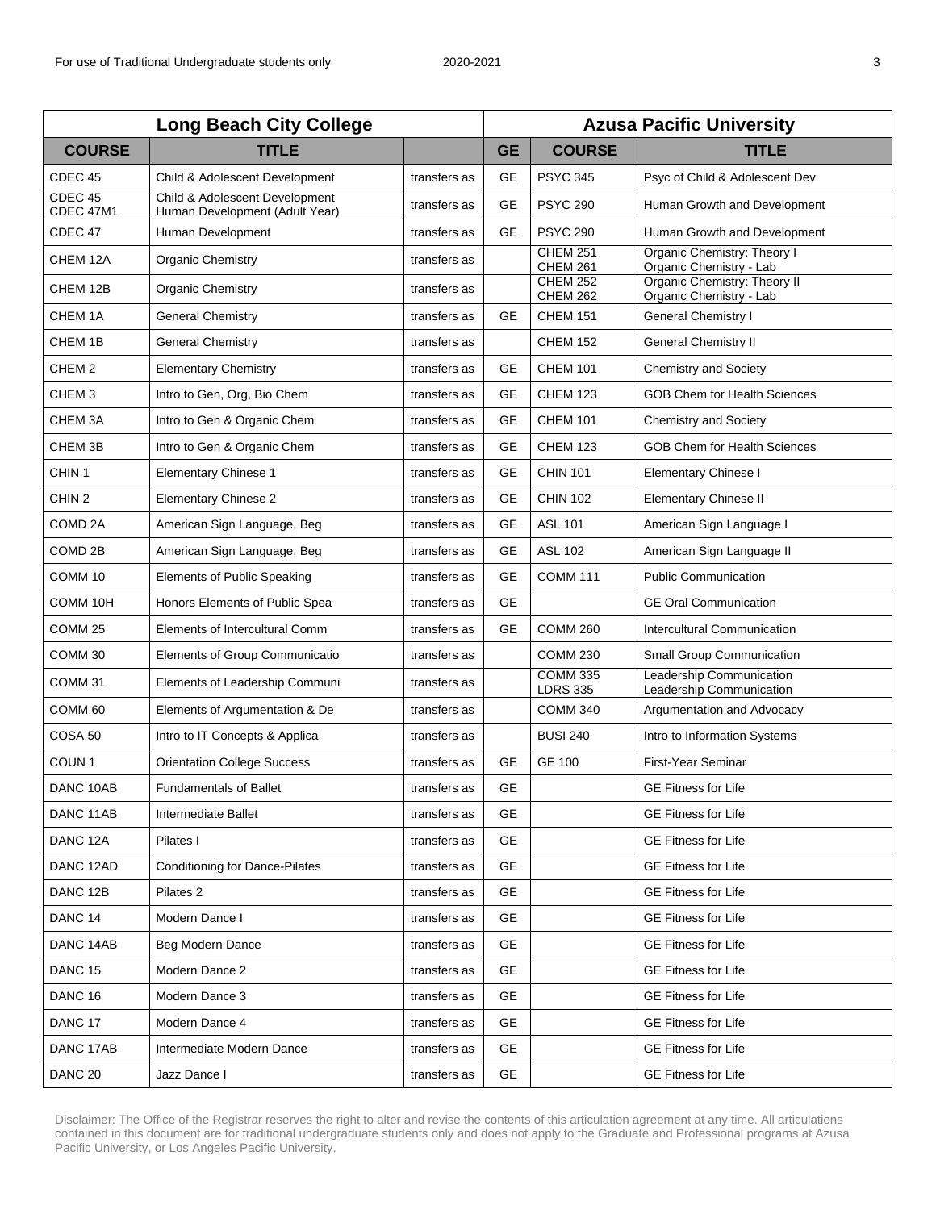| Long Beach City College | | | Azusa Pacific University | | |
|---|---|---|---|---|---|
| **COURSE** | **TITLE** | | **GE** | **COURSE** | **TITLE** |
| CDEC 45 | Child & Adolescent Development | transfers as | GE | PSYC 345 | Psyc of Child & Adolescent Dev |
| CDEC 45<br>CDEC 47M1 | Child & Adolescent Development<br>Human Development (Adult Year) | transfers as | GE | PSYC 290 | Human Growth and Development |
| CDEC 47 | Human Development | transfers as | GE | PSYC 290 | Human Growth and Development |
| CHEM 12A | Organic Chemistry | transfers as | | CHEM 251<br>CHEM 261 | Organic Chemistry: Theory I<br>Organic Chemistry - Lab |
| CHEM 12B | Organic Chemistry | transfers as | | CHEM 252<br>CHEM 262 | Organic Chemistry: Theory II<br>Organic Chemistry - Lab |
| CHEM 1A | General Chemistry | transfers as | GE | CHEM 151 | General Chemistry I |
| CHEM 1B | General Chemistry | transfers as | | CHEM 152 | General Chemistry II |
| CHEM 2 | Elementary Chemistry | transfers as | GE | CHEM 101 | Chemistry and Society |
| CHEM 3 | Intro to Gen, Org, Bio Chem | transfers as | GE | CHEM 123 | GOB Chem for Health Sciences |
| CHEM 3A | Intro to Gen & Organic Chem | transfers as | GE | CHEM 101 | Chemistry and Society |
| CHEM 3B | Intro to Gen & Organic Chem | transfers as | GE | CHEM 123 | GOB Chem for Health Sciences |
| CHIN 1 | Elementary Chinese 1 | transfers as | GE | CHIN 101 | Elementary Chinese I |
| CHIN 2 | Elementary Chinese 2 | transfers as | GE | CHIN 102 | Elementary Chinese II |
| COMD 2A | American Sign Language, Beg | transfers as | GE | ASL 101 | American Sign Language I |
| COMD 2B | American Sign Language, Beg | transfers as | GE | ASL 102 | American Sign Language II |
| COMM 10 | Elements of Public Speaking | transfers as | GE | COMM 111 | Public Communication |
| COMM 10H | Honors Elements of Public Spea | transfers as | GE | | GE Oral Communication |
| COMM 25 | Elements of Intercultural Comm | transfers as | GE | COMM 260 | Intercultural Communication |
| COMM 30 | Elements of Group Communicatio | transfers as | | COMM 230 | Small Group Communication |
| COMM 31 | Elements of Leadership Communi | transfers as | | COMM 335<br>LDRS 335 | Leadership Communication<br>Leadership Communication |
| COMM 60 | Elements of Argumentation & De | transfers as | | COMM 340 | Argumentation and Advocacy |
| COSA 50 | Intro to IT Concepts & Applica | transfers as | | BUSI 240 | Intro to Information Systems |
| COUN 1 | Orientation College Success | transfers as | GE | GE 100 | First-Year Seminar |
| DANC 10AB | Fundamentals of Ballet | transfers as | GE | | GE Fitness for Life |
| DANC 11AB | Intermediate Ballet | transfers as | GE | | GE Fitness for Life |
| DANC 12A | Pilates I | transfers as | GE | | GE Fitness for Life |
| DANC 12AD | Conditioning for Dance-Pilates | transfers as | GE | | GE Fitness for Life |
| DANC 12B | Pilates 2 | transfers as | GE | | GE Fitness for Life |
| DANC 14 | Modern Dance I | transfers as | GE | | GE Fitness for Life |
| DANC 14AB | Beg Modern Dance | transfers as | GE | | GE Fitness for Life |
| DANC 15 | Modern Dance 2 | transfers as | GE | | GE Fitness for Life |
| DANC 16 | Modern Dance 3 | transfers as | GE | | GE Fitness for Life |
| DANC 17 | Modern Dance 4 | transfers as | GE | | GE Fitness for Life |
| DANC 17AB | Intermediate Modern Dance | transfers as | GE | | GE Fitness for Life |
| DANC 20 | Jazz Dance I | transfers as | GE | | GE Fitness for Life |

Disclaimer: The Office of the Registrar reserves the right to alter and revise the contents of this articulation agreement at any time. All articulations contained in this document are for traditional undergraduate students only and does not apply to the Graduate and Professional programs at Azusa Pacific University, or Los Angeles Pacific University.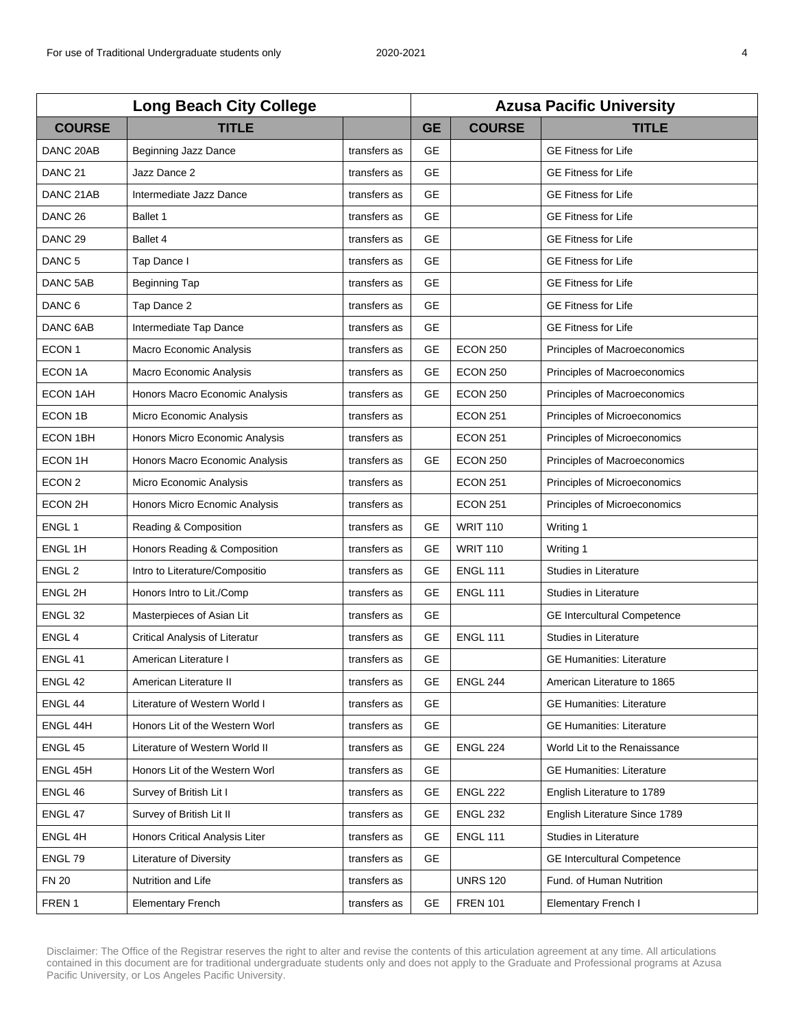| Long Beach City College | | | Azusa Pacific University | | |
|---|---|---|---|---|---|
| **COURSE** | **TITLE** | | **GE** | **COURSE** | **TITLE** |
| DANC 20AB | Beginning Jazz Dance | transfers as | GE | | GE Fitness for Life |
| DANC 21 | Jazz Dance 2 | transfers as | GE | | GE Fitness for Life |
| DANC 21AB | Intermediate Jazz Dance | transfers as | GE | | GE Fitness for Life |
| DANC 26 | Ballet 1 | transfers as | GE | | GE Fitness for Life |
| DANC 29 | Ballet 4 | transfers as | GE | | GE Fitness for Life |
| DANC 5 | Tap Dance I | transfers as | GE | | GE Fitness for Life |
| DANC 5AB | Beginning Tap | transfers as | GE | | GE Fitness for Life |
| DANC 6 | Tap Dance 2 | transfers as | GE | | GE Fitness for Life |
| DANC 6AB | Intermediate Tap Dance | transfers as | GE | | GE Fitness for Life |
| ECON 1 | Macro Economic Analysis | transfers as | GE | ECON 250 | Principles of Macroeconomics |
| ECON 1A | Macro Economic Analysis | transfers as | GE | ECON 250 | Principles of Macroeconomics |
| ECON 1AH | Honors Macro Economic Analysis | transfers as | GE | ECON 250 | Principles of Macroeconomics |
| ECON 1B | Micro Economic Analysis | transfers as | | ECON 251 | Principles of Microeconomics |
| ECON 1BH | Honors Micro Economic Analysis | transfers as | | ECON 251 | Principles of Microeconomics |
| ECON 1H | Honors Macro Economic Analysis | transfers as | GE | ECON 250 | Principles of Macroeconomics |
| ECON 2 | Micro Economic Analysis | transfers as | | ECON 251 | Principles of Microeconomics |
| ECON 2H | Honors Micro Ecnomic Analysis | transfers as | | ECON 251 | Principles of Microeconomics |
| ENGL 1 | Reading & Composition | transfers as | GE | WRIT 110 | Writing 1 |
| ENGL 1H | Honors Reading & Composition | transfers as | GE | WRIT 110 | Writing 1 |
| ENGL 2 | Intro to Literature/Compositio | transfers as | GE | ENGL 111 | Studies in Literature |
| ENGL 2H | Honors Intro to Lit./Comp | transfers as | GE | ENGL 111 | Studies in Literature |
| ENGL 32 | Masterpieces of Asian Lit | transfers as | GE | | GE Intercultural Competence |
| ENGL 4 | Critical Analysis of Literatur | transfers as | GE | ENGL 111 | Studies in Literature |
| ENGL 41 | American Literature I | transfers as | GE | | GE Humanities: Literature |
| ENGL 42 | American Literature II | transfers as | GE | ENGL 244 | American Literature to 1865 |
| ENGL 44 | Literature of Western World I | transfers as | GE | | GE Humanities: Literature |
| ENGL 44H | Honors Lit of the Western Worl | transfers as | GE | | GE Humanities: Literature |
| ENGL 45 | Literature of Western World II | transfers as | GE | ENGL 224 | World Lit to the Renaissance |
| ENGL 45H | Honors Lit of the Western Worl | transfers as | GE | | GE Humanities: Literature |
| ENGL 46 | Survey of British Lit I | transfers as | GE | ENGL 222 | English Literature to 1789 |
| ENGL 47 | Survey of British Lit II | transfers as | GE | ENGL 232 | English Literature Since 1789 |
| ENGL 4H | Honors Critical Analysis Liter | transfers as | GE | ENGL 111 | Studies in Literature |
| ENGL 79 | Literature of Diversity | transfers as | GE | | GE Intercultural Competence |
| FN 20 | Nutrition and Life | transfers as | | UNRS 120 | Fund. of Human Nutrition |
| FREN 1 | Elementary French | transfers as | GE | FREN 101 | Elementary French I |

Disclaimer: The Office of the Registrar reserves the right to alter and revise the contents of this articulation agreement at any time. All articulations contained in this document are for traditional undergraduate students only and does not apply to the Graduate and Professional programs at Azusa Pacific University, or Los Angeles Pacific University.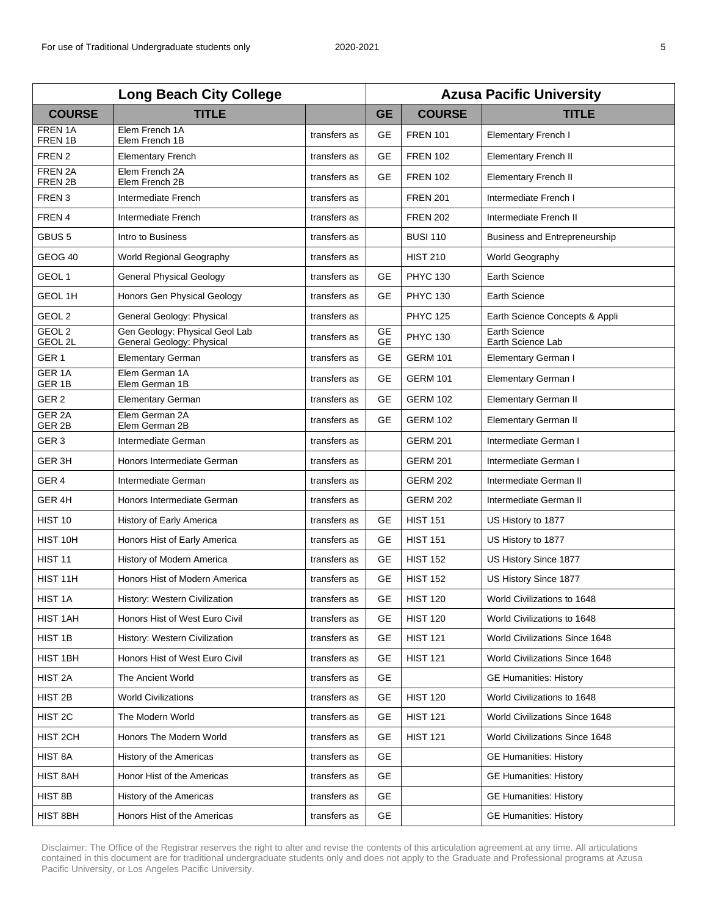| Long Beach City College | | | Azusa Pacific University | | |
|---|---|---|---|---|---|
| **COURSE** | **TITLE** | | **GE** | **COURSE** | **TITLE** |
| FREN 1A<br>FREN 1B | Elem French 1A<br>Elem French 1B | transfers as | GE | FREN 101 | Elementary French I |
| FREN 2 | Elementary French | transfers as | GE | FREN 102 | Elementary French II |
| FREN 2A<br>FREN 2B | Elem French 2A<br>Elem French 2B | transfers as | GE | FREN 102 | Elementary French II |
| FREN 3 | Intermediate French | transfers as | | FREN 201 | Intermediate French I |
| FREN 4 | Intermediate French | transfers as | | FREN 202 | Intermediate French II |
| GBUS 5 | Intro to Business | transfers as | | BUSI 110 | Business and Entrepreneurship |
| GEOG 40 | World Regional Geography | transfers as | | HIST 210 | World Geography |
| GEOL 1 | General Physical Geology | transfers as | GE | PHYC 130 | Earth Science |
| GEOL 1H | Honors Gen Physical Geology | transfers as | GE | PHYC 130 | Earth Science |
| GEOL 2 | General Geology: Physical | transfers as | | PHYC 125 | Earth Science Concepts & Appli |
| GEOL 2<br>GEOL 2L | Gen Geology: Physical Geol Lab<br>General Geology: Physical | transfers as | GE<br>GE | PHYC 130 | Earth Science<br>Earth Science Lab |
| GER 1 | Elementary German | transfers as | GE | GERM 101 | Elementary German I |
| GER 1A<br>GER 1B | Elem German 1A<br>Elem German 1B | transfers as | GE | GERM 101 | Elementary German I |
| GER 2 | Elementary German | transfers as | GE | GERM 102 | Elementary German II |
| GER 2A<br>GER 2B | Elem German 2A<br>Elem German 2B | transfers as | GE | GERM 102 | Elementary German II |
| GER 3 | Intermediate German | transfers as | | GERM 201 | Intermediate German I |
| GER 3H | Honors Intermediate German | transfers as | | GERM 201 | Intermediate German I |
| GER 4 | Intermediate German | transfers as | | GERM 202 | Intermediate German II |
| GER 4H | Honors Intermediate German | transfers as | | GERM 202 | Intermediate German II |
| HIST 10 | History of Early America | transfers as | GE | HIST 151 | US History to 1877 |
| HIST 10H | Honors Hist of Early America | transfers as | GE | HIST 151 | US History to 1877 |
| HIST 11 | History of Modern America | transfers as | GE | HIST 152 | US History Since 1877 |
| HIST 11H | Honors Hist of Modern America | transfers as | GE | HIST 152 | US History Since 1877 |
| HIST 1A | History: Western Civilization | transfers as | GE | HIST 120 | World Civilizations to 1648 |
| HIST 1AH | Honors Hist of West Euro Civil | transfers as | GE | HIST 120 | World Civilizations to 1648 |
| HIST 1B | History: Western Civilization | transfers as | GE | HIST 121 | World Civilizations Since 1648 |
| HIST 1BH | Honors Hist of West Euro Civil | transfers as | GE | HIST 121 | World Civilizations Since 1648 |
| HIST 2A | The Ancient World | transfers as | GE | | GE Humanities: History |
| HIST 2B | World Civilizations | transfers as | GE | HIST 120 | World Civilizations to 1648 |
| HIST 2C | The Modern World | transfers as | GE | HIST 121 | World Civilizations Since 1648 |
| HIST 2CH | Honors The Modern World | transfers as | GE | HIST 121 | World Civilizations Since 1648 |
| HIST 8A | History of the Americas | transfers as | GE | | GE Humanities: History |
| HIST 8AH | Honor Hist of the Americas | transfers as | GE | | GE Humanities: History |
| HIST 8B | History of the Americas | transfers as | GE | | GE Humanities: History |
| HIST 8BH | Honors Hist of the Americas | transfers as | GE | | GE Humanities: History |

Disclaimer: The Office of the Registrar reserves the right to alter and revise the contents of this articulation agreement at any time. All articulations contained in this document are for traditional undergraduate students only and does not apply to the Graduate and Professional programs at Azusa Pacific University, or Los Angeles Pacific University.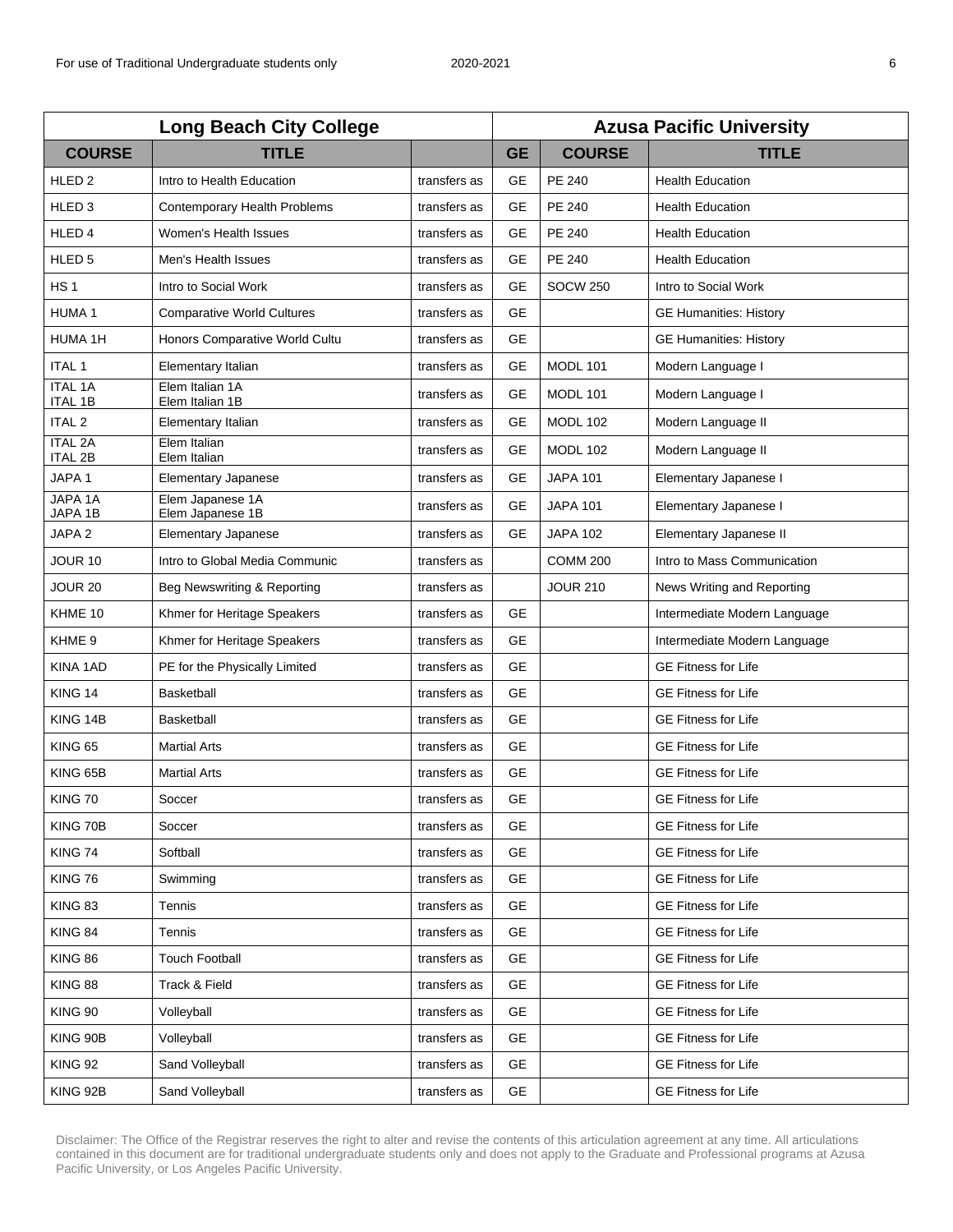| Long Beach City College | | | Azusa Pacific University | | |
|---|---|---|---|---|---|
| **COURSE** | **TITLE** | | **GE** | **COURSE** | **TITLE** |
| HLED 2 | Intro to Health Education | transfers as | GE | PE 240 | Health Education |
| HLED 3 | Contemporary Health Problems | transfers as | GE | PE 240 | Health Education |
| HLED 4 | Women's Health Issues | transfers as | GE | PE 240 | Health Education |
| HLED 5 | Men's Health Issues | transfers as | GE | PE 240 | Health Education |
| HS 1 | Intro to Social Work | transfers as | GE | SOCW 250 | Intro to Social Work |
| HUMA 1 | Comparative World Cultures | transfers as | GE | | GE Humanities: History |
| HUMA 1H | Honors Comparative World Cultu | transfers as | GE | | GE Humanities: History |
| ITAL 1 | Elementary Italian | transfers as | GE | MODL 101 | Modern Language I |
| ITAL 1A<br>ITAL 1B | Elem Italian 1A<br>Elem Italian 1B | transfers as | GE | MODL 101 | Modern Language I |
| ITAL 2 | Elementary Italian | transfers as | GE | MODL 102 | Modern Language II |
| ITAL 2A<br>ITAL 2B | Elem Italian<br>Elem Italian | transfers as | GE | MODL 102 | Modern Language II |
| JAPA 1 | Elementary Japanese | transfers as | GE | JAPA 101 | Elementary Japanese I |
| JAPA 1A<br>JAPA 1B | Elem Japanese 1A<br>Elem Japanese 1B | transfers as | GE | JAPA 101 | Elementary Japanese I |
| JAPA 2 | Elementary Japanese | transfers as | GE | JAPA 102 | Elementary Japanese II |
| JOUR 10 | Intro to Global Media Communic | transfers as | | COMM 200 | Intro to Mass Communication |
| JOUR 20 | Beg Newswriting & Reporting | transfers as | | JOUR 210 | News Writing and Reporting |
| KHME 10 | Khmer for Heritage Speakers | transfers as | GE | | Intermediate Modern Language |
| KHME 9 | Khmer for Heritage Speakers | transfers as | GE | | Intermediate Modern Language |
| KINA 1AD | PE for the Physically Limited | transfers as | GE | | GE Fitness for Life |
| KING 14 | Basketball | transfers as | GE | | GE Fitness for Life |
| KING 14B | Basketball | transfers as | GE | | GE Fitness for Life |
| KING 65 | Martial Arts | transfers as | GE | | GE Fitness for Life |
| KING 65B | Martial Arts | transfers as | GE | | GE Fitness for Life |
| KING 70 | Soccer | transfers as | GE | | GE Fitness for Life |
| KING 70B | Soccer | transfers as | GE | | GE Fitness for Life |
| KING 74 | Softball | transfers as | GE | | GE Fitness for Life |
| KING 76 | Swimming | transfers as | GE | | GE Fitness for Life |
| KING 83 | Tennis | transfers as | GE | | GE Fitness for Life |
| KING 84 | Tennis | transfers as | GE | | GE Fitness for Life |
| KING 86 | Touch Football | transfers as | GE | | GE Fitness for Life |
| KING 88 | Track & Field | transfers as | GE | | GE Fitness for Life |
| KING 90 | Volleyball | transfers as | GE | | GE Fitness for Life |
| KING 90B | Volleyball | transfers as | GE | | GE Fitness for Life |
| KING 92 | Sand Volleyball | transfers as | GE | | GE Fitness for Life |
| KING 92B | Sand Volleyball | transfers as | GE | | GE Fitness for Life |

Disclaimer: The Office of the Registrar reserves the right to alter and revise the contents of this articulation agreement at any time. All articulations contained in this document are for traditional undergraduate students only and does not apply to the Graduate and Professional programs at Azusa Pacific University, or Los Angeles Pacific University.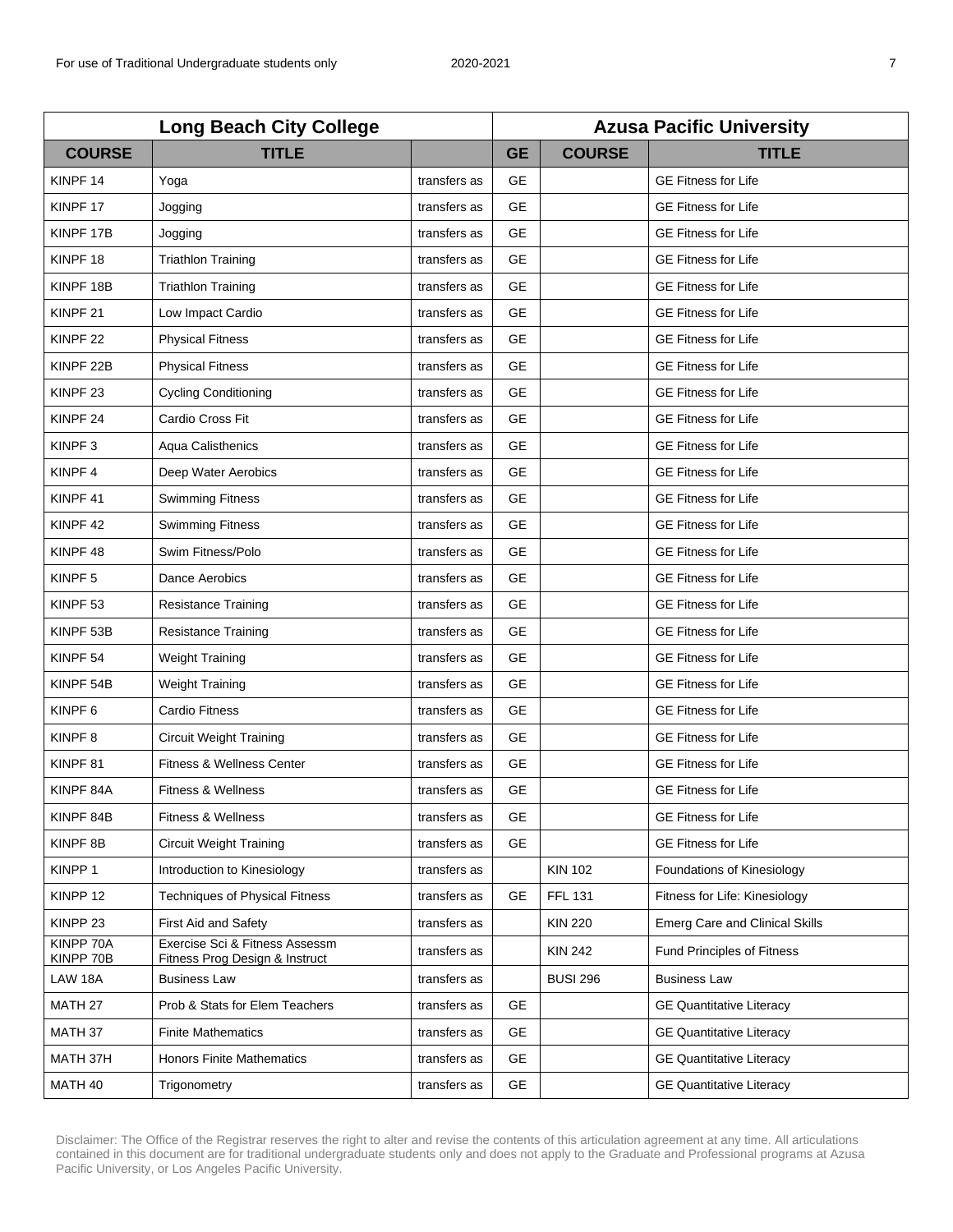| Long Beach City College | | | Azusa Pacific University | | |
|---|---|---|---|---|---|
| **COURSE** | **TITLE** | | **GE** | **COURSE** | **TITLE** |
| KINPF 14 | Yoga | transfers as | GE | | GE Fitness for Life |
| KINPF 17 | Jogging | transfers as | GE | | GE Fitness for Life |
| KINPF 17B | Jogging | transfers as | GE | | GE Fitness for Life |
| KINPF 18 | Triathlon Training | transfers as | GE | | GE Fitness for Life |
| KINPF 18B | Triathlon Training | transfers as | GE | | GE Fitness for Life |
| KINPF 21 | Low Impact Cardio | transfers as | GE | | GE Fitness for Life |
| KINPF 22 | Physical Fitness | transfers as | GE | | GE Fitness for Life |
| KINPF 22B | Physical Fitness | transfers as | GE | | GE Fitness for Life |
| KINPF 23 | Cycling Conditioning | transfers as | GE | | GE Fitness for Life |
| KINPF 24 | Cardio Cross Fit | transfers as | GE | | GE Fitness for Life |
| KINPF 3 | Aqua Calisthenics | transfers as | GE | | GE Fitness for Life |
| KINPF 4 | Deep Water Aerobics | transfers as | GE | | GE Fitness for Life |
| KINPF 41 | Swimming Fitness | transfers as | GE | | GE Fitness for Life |
| KINPF 42 | Swimming Fitness | transfers as | GE | | GE Fitness for Life |
| KINPF 48 | Swim Fitness/Polo | transfers as | GE | | GE Fitness for Life |
| KINPF 5 | Dance Aerobics | transfers as | GE | | GE Fitness for Life |
| KINPF 53 | Resistance Training | transfers as | GE | | GE Fitness for Life |
| KINPF 53B | Resistance Training | transfers as | GE | | GE Fitness for Life |
| KINPF 54 | Weight Training | transfers as | GE | | GE Fitness for Life |
| KINPF 54B | Weight Training | transfers as | GE | | GE Fitness for Life |
| KINPF 6 | Cardio Fitness | transfers as | GE | | GE Fitness for Life |
| KINPF 8 | Circuit Weight Training | transfers as | GE | | GE Fitness for Life |
| KINPF 81 | Fitness & Wellness Center | transfers as | GE | | GE Fitness for Life |
| KINPF 84A | Fitness & Wellness | transfers as | GE | | GE Fitness for Life |
| KINPF 84B | Fitness & Wellness | transfers as | GE | | GE Fitness for Life |
| KINPF 8B | Circuit Weight Training | transfers as | GE | | GE Fitness for Life |
| KINPP 1 | Introduction to Kinesiology | transfers as | | KIN 102 | Foundations of Kinesiology |
| KINPP 12 | Techniques of Physical Fitness | transfers as | GE | FFL 131 | Fitness for Life: Kinesiology |
| KINPP 23 | First Aid and Safety | transfers as | | KIN 220 | Emerg Care and Clinical Skills |
| KINPP 70A<br>KINPP 70B | Exercise Sci & Fitness Assessm<br>Fitness Prog Design & Instruct | transfers as | | KIN 242 | Fund Principles of Fitness |
| LAW 18A | Business Law | transfers as | | BUSI 296 | Business Law |
| MATH 27 | Prob & Stats for Elem Teachers | transfers as | GE | | GE Quantitative Literacy |
| MATH 37 | Finite Mathematics | transfers as | GE | | GE Quantitative Literacy |
| MATH 37H | Honors Finite Mathematics | transfers as | GE | | GE Quantitative Literacy |
| MATH 40 | Trigonometry | transfers as | GE | | GE Quantitative Literacy |

Disclaimer: The Office of the Registrar reserves the right to alter and revise the contents of this articulation agreement at any time. All articulations contained in this document are for traditional undergraduate students only and does not apply to the Graduate and Professional programs at Azusa Pacific University, or Los Angeles Pacific University.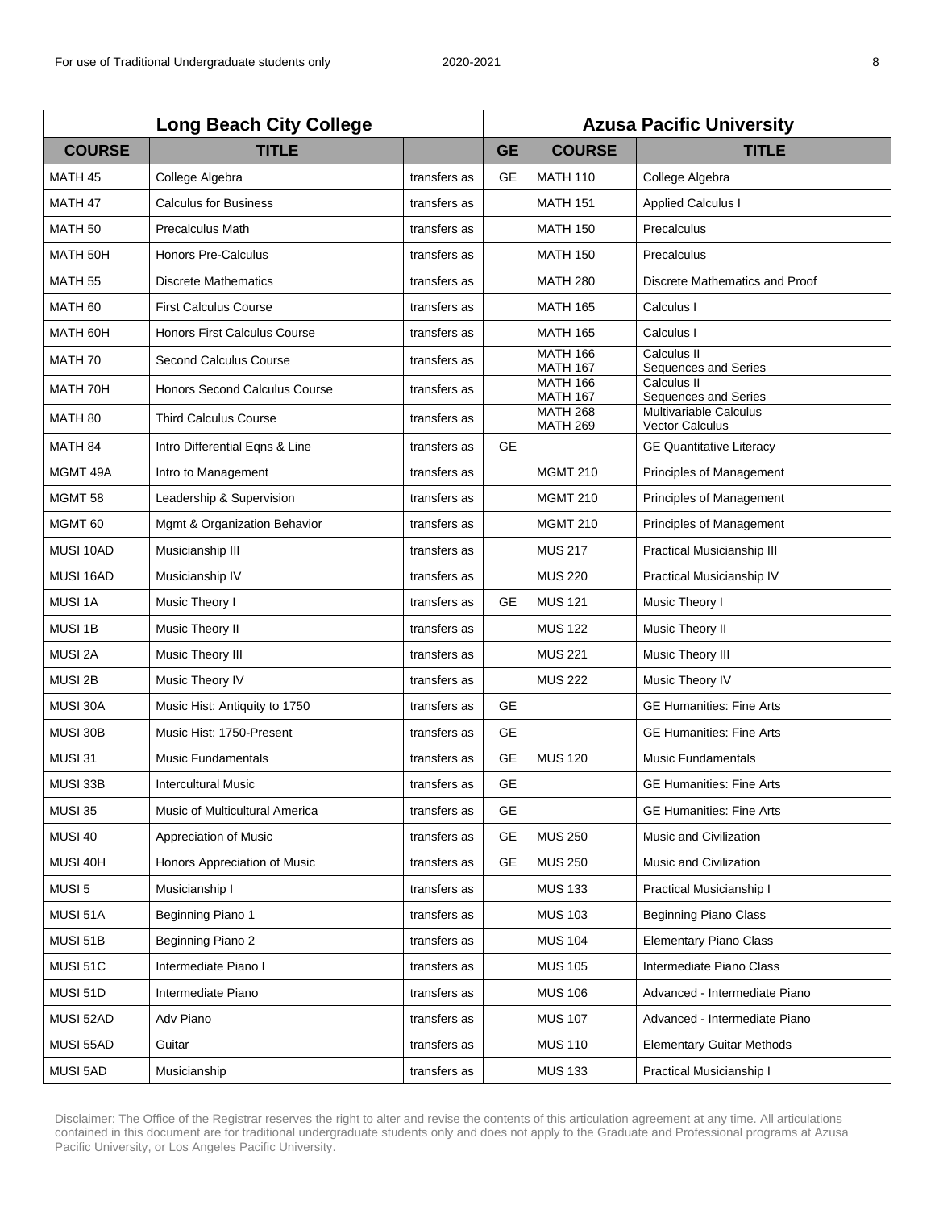| Long Beach City College | | | Azusa Pacific University | | |
|---|---|---|---|---|---|
| **COURSE** | **TITLE** | | **GE** | **COURSE** | **TITLE** |
| MATH 45 | College Algebra | transfers as | GE | MATH 110 | College Algebra |
| MATH 47 | Calculus for Business | transfers as | | MATH 151 | Applied Calculus I |
| MATH 50 | Precalculus Math | transfers as | | MATH 150 | Precalculus |
| MATH 50H | Honors Pre-Calculus | transfers as | | MATH 150 | Precalculus |
| MATH 55 | Discrete Mathematics | transfers as | | MATH 280 | Discrete Mathematics and Proof |
| MATH 60 | First Calculus Course | transfers as | | MATH 165 | Calculus I |
| MATH 60H | Honors First Calculus Course | transfers as | | MATH 165 | Calculus I |
| MATH 70 | Second Calculus Course | transfers as | | MATH 166<br>MATH 167 | Calculus II<br>Sequences and Series |
| MATH 70H | Honors Second Calculus Course | transfers as | | MATH 166<br>MATH 167 | Calculus II<br>Sequences and Series |
| MATH 80 | Third Calculus Course | transfers as | | MATH 268<br>MATH 269 | Multivariable Calculus<br>Vector Calculus |
| MATH 84 | Intro Differential Eqns & Line | transfers as | GE | | GE Quantitative Literacy |
| MGMT 49A | Intro to Management | transfers as | | MGMT 210 | Principles of Management |
| MGMT 58 | Leadership & Supervision | transfers as | | MGMT 210 | Principles of Management |
| MGMT 60 | Mgmt & Organization Behavior | transfers as | | MGMT 210 | Principles of Management |
| MUSI 10AD | Musicianship III | transfers as | | MUS 217 | Practical Musicianship III |
| MUSI 16AD | Musicianship IV | transfers as | | MUS 220 | Practical Musicianship IV |
| MUSI 1A | Music Theory I | transfers as | GE | MUS 121 | Music Theory I |
| MUSI 1B | Music Theory II | transfers as | | MUS 122 | Music Theory II |
| MUSI 2A | Music Theory III | transfers as | | MUS 221 | Music Theory III |
| MUSI 2B | Music Theory IV | transfers as | | MUS 222 | Music Theory IV |
| MUSI 30A | Music Hist: Antiquity to 1750 | transfers as | GE | | GE Humanities: Fine Arts |
| MUSI 30B | Music Hist: 1750-Present | transfers as | GE | | GE Humanities: Fine Arts |
| MUSI 31 | Music Fundamentals | transfers as | GE | MUS 120 | Music Fundamentals |
| MUSI 33B | Intercultural Music | transfers as | GE | | GE Humanities: Fine Arts |
| MUSI 35 | Music of Multicultural America | transfers as | GE | | GE Humanities: Fine Arts |
| MUSI 40 | Appreciation of Music | transfers as | GE | MUS 250 | Music and Civilization |
| MUSI 40H | Honors Appreciation of Music | transfers as | GE | MUS 250 | Music and Civilization |
| MUSI 5 | Musicianship I | transfers as | | MUS 133 | Practical Musicianship I |
| MUSI 51A | Beginning Piano 1 | transfers as | | MUS 103 | Beginning Piano Class |
| MUSI 51B | Beginning Piano 2 | transfers as | | MUS 104 | Elementary Piano Class |
| MUSI 51C | Intermediate Piano I | transfers as | | MUS 105 | Intermediate Piano Class |
| MUSI 51D | Intermediate Piano | transfers as | | MUS 106 | Advanced - Intermediate Piano |
| MUSI 52AD | Adv Piano | transfers as | | MUS 107 | Advanced - Intermediate Piano |
| MUSI 55AD | Guitar | transfers as | | MUS 110 | Elementary Guitar Methods |
| MUSI 5AD | Musicianship | transfers as | | MUS 133 | Practical Musicianship I |

Disclaimer: The Office of the Registrar reserves the right to alter and revise the contents of this articulation agreement at any time. All articulations contained in this document are for traditional undergraduate students only and does not apply to the Graduate and Professional programs at Azusa Pacific University, or Los Angeles Pacific University.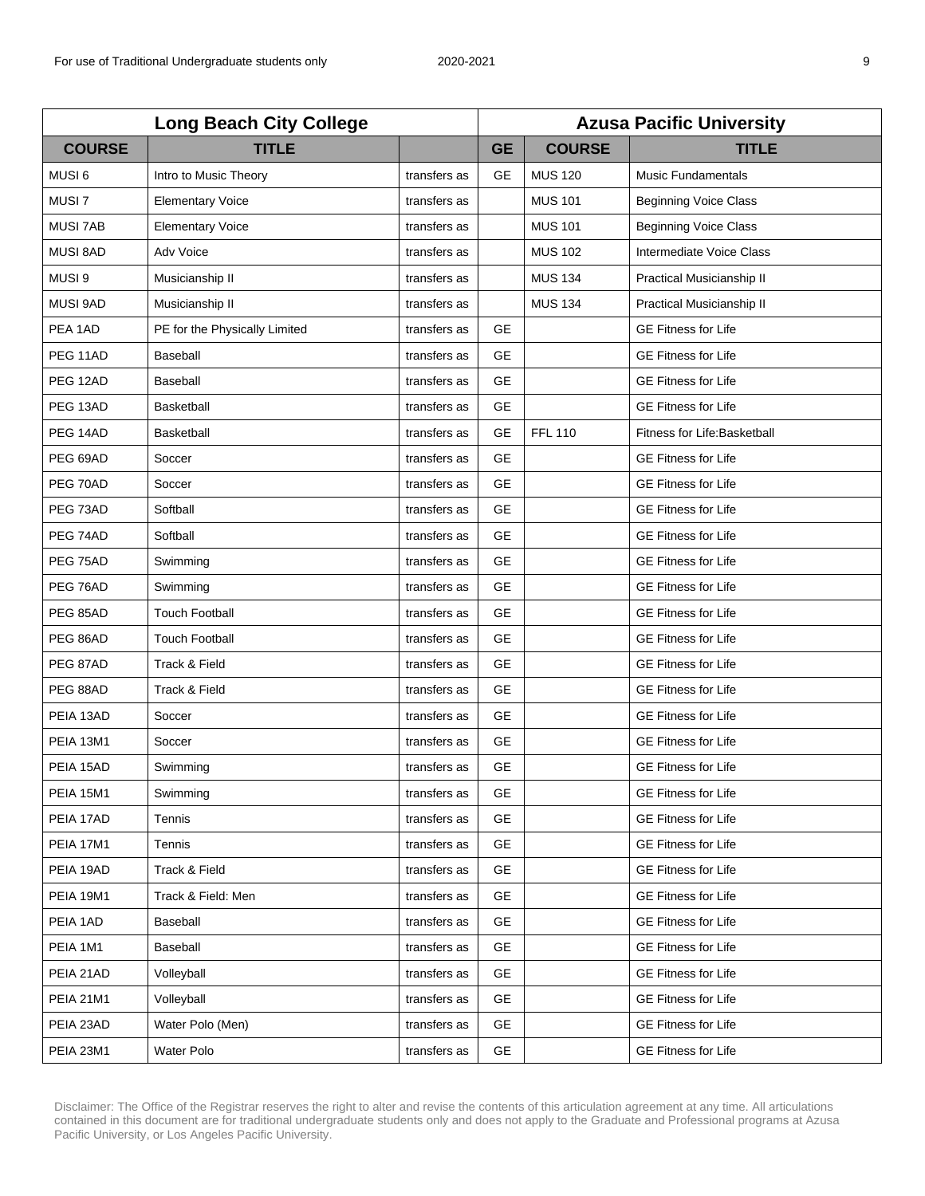| Long Beach City College | | | Azusa Pacific University | | |
|---|---|---|---|---|---|
| **COURSE** | **TITLE** | | **GE** | **COURSE** | **TITLE** |
| MUSI 6 | Intro to Music Theory | transfers as | GE | MUS 120 | Music Fundamentals |
| MUSI 7 | Elementary Voice | transfers as | | MUS 101 | Beginning Voice Class |
| MUSI 7AB | Elementary Voice | transfers as | | MUS 101 | Beginning Voice Class |
| MUSI 8AD | Adv Voice | transfers as | | MUS 102 | Intermediate Voice Class |
| MUSI 9 | Musicianship II | transfers as | | MUS 134 | Practical Musicianship II |
| MUSI 9AD | Musicianship II | transfers as | | MUS 134 | Practical Musicianship II |
| PEA 1AD | PE for the Physically Limited | transfers as | GE | | GE Fitness for Life |
| PEG 11AD | Baseball | transfers as | GE | | GE Fitness for Life |
| PEG 12AD | Baseball | transfers as | GE | | GE Fitness for Life |
| PEG 13AD | Basketball | transfers as | GE | | GE Fitness for Life |
| PEG 14AD | Basketball | transfers as | GE | FFL 110 | Fitness for Life:Basketball |
| PEG 69AD | Soccer | transfers as | GE | | GE Fitness for Life |
| PEG 70AD | Soccer | transfers as | GE | | GE Fitness for Life |
| PEG 73AD | Softball | transfers as | GE | | GE Fitness for Life |
| PEG 74AD | Softball | transfers as | GE | | GE Fitness for Life |
| PEG 75AD | Swimming | transfers as | GE | | GE Fitness for Life |
| PEG 76AD | Swimming | transfers as | GE | | GE Fitness for Life |
| PEG 85AD | Touch Football | transfers as | GE | | GE Fitness for Life |
| PEG 86AD | Touch Football | transfers as | GE | | GE Fitness for Life |
| PEG 87AD | Track & Field | transfers as | GE | | GE Fitness for Life |
| PEG 88AD | Track & Field | transfers as | GE | | GE Fitness for Life |
| PEIA 13AD | Soccer | transfers as | GE | | GE Fitness for Life |
| PEIA 13M1 | Soccer | transfers as | GE | | GE Fitness for Life |
| PEIA 15AD | Swimming | transfers as | GE | | GE Fitness for Life |
| PEIA 15M1 | Swimming | transfers as | GE | | GE Fitness for Life |
| PEIA 17AD | Tennis | transfers as | GE | | GE Fitness for Life |
| PEIA 17M1 | Tennis | transfers as | GE | | GE Fitness for Life |
| PEIA 19AD | Track & Field | transfers as | GE | | GE Fitness for Life |
| PEIA 19M1 | Track & Field: Men | transfers as | GE | | GE Fitness for Life |
| PEIA 1AD | Baseball | transfers as | GE | | GE Fitness for Life |
| PEIA 1M1 | Baseball | transfers as | GE | | GE Fitness for Life |
| PEIA 21AD | Volleyball | transfers as | GE | | GE Fitness for Life |
| PEIA 21M1 | Volleyball | transfers as | GE | | GE Fitness for Life |
| PEIA 23AD | Water Polo (Men) | transfers as | GE | | GE Fitness for Life |
| PEIA 23M1 | Water Polo | transfers as | GE | | GE Fitness for Life |

Disclaimer: The Office of the Registrar reserves the right to alter and revise the contents of this articulation agreement at any time. All articulations contained in this document are for traditional undergraduate students only and does not apply to the Graduate and Professional programs at Azusa Pacific University, or Los Angeles Pacific University.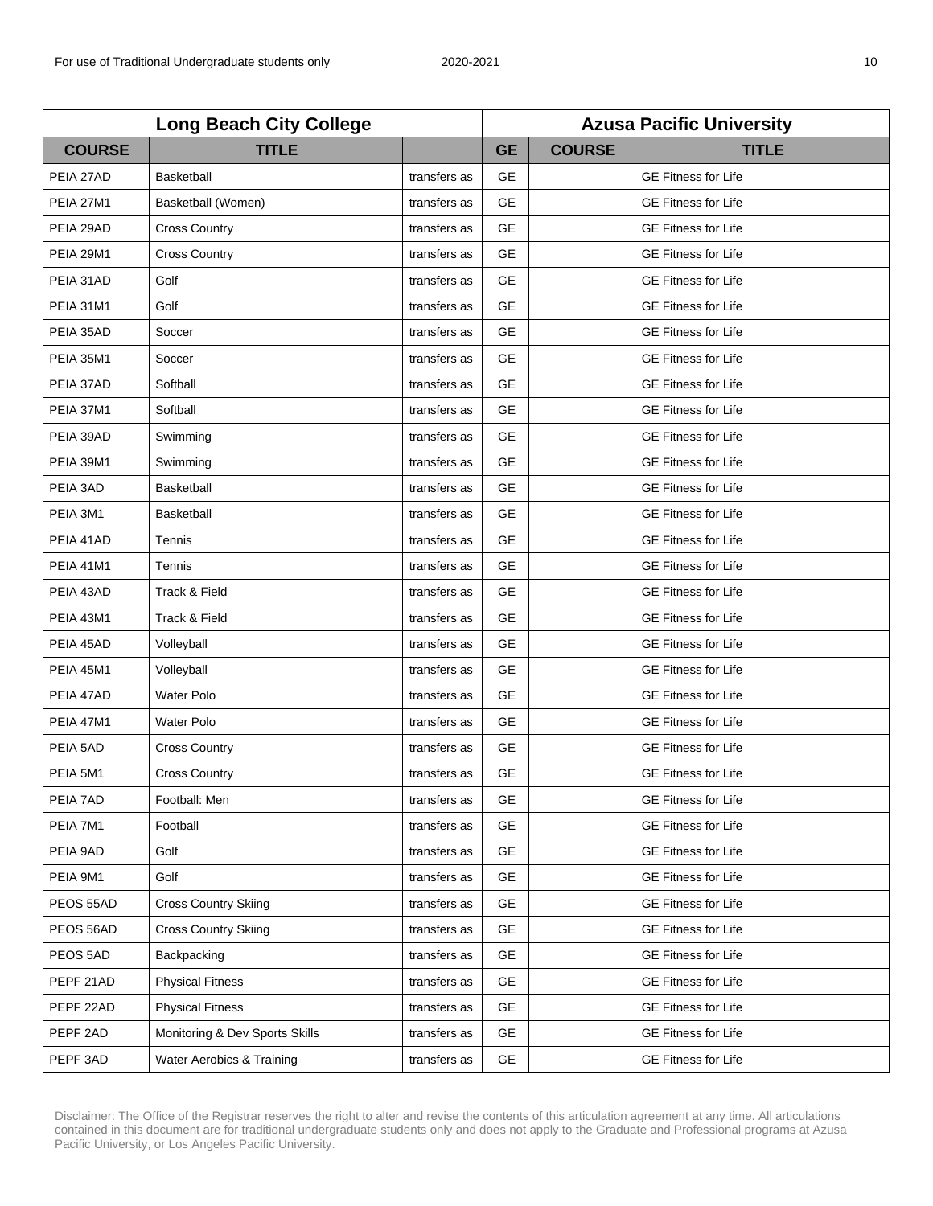| Long Beach City College | | | Azusa Pacific University | | |
|---|---|---|---|---|---|
| **COURSE** | **TITLE** | | **GE** | **COURSE** | **TITLE** |
| PEIA 27AD | Basketball | transfers as | GE | | GE Fitness for Life |
| PEIA 27M1 | Basketball (Women) | transfers as | GE | | GE Fitness for Life |
| PEIA 29AD | Cross Country | transfers as | GE | | GE Fitness for Life |
| PEIA 29M1 | Cross Country | transfers as | GE | | GE Fitness for Life |
| PEIA 31AD | Golf | transfers as | GE | | GE Fitness for Life |
| PEIA 31M1 | Golf | transfers as | GE | | GE Fitness for Life |
| PEIA 35AD | Soccer | transfers as | GE | | GE Fitness for Life |
| PEIA 35M1 | Soccer | transfers as | GE | | GE Fitness for Life |
| PEIA 37AD | Softball | transfers as | GE | | GE Fitness for Life |
| PEIA 37M1 | Softball | transfers as | GE | | GE Fitness for Life |
| PEIA 39AD | Swimming | transfers as | GE | | GE Fitness for Life |
| PEIA 39M1 | Swimming | transfers as | GE | | GE Fitness for Life |
| PEIA 3AD | Basketball | transfers as | GE | | GE Fitness for Life |
| PEIA 3M1 | Basketball | transfers as | GE | | GE Fitness for Life |
| PEIA 41AD | Tennis | transfers as | GE | | GE Fitness for Life |
| PEIA 41M1 | Tennis | transfers as | GE | | GE Fitness for Life |
| PEIA 43AD | Track & Field | transfers as | GE | | GE Fitness for Life |
| PEIA 43M1 | Track & Field | transfers as | GE | | GE Fitness for Life |
| PEIA 45AD | Volleyball | transfers as | GE | | GE Fitness for Life |
| PEIA 45M1 | Volleyball | transfers as | GE | | GE Fitness for Life |
| PEIA 47AD | Water Polo | transfers as | GE | | GE Fitness for Life |
| PEIA 47M1 | Water Polo | transfers as | GE | | GE Fitness for Life |
| PEIA 5AD | Cross Country | transfers as | GE | | GE Fitness for Life |
| PEIA 5M1 | Cross Country | transfers as | GE | | GE Fitness for Life |
| PEIA 7AD | Football: Men | transfers as | GE | | GE Fitness for Life |
| PEIA 7M1 | Football | transfers as | GE | | GE Fitness for Life |
| PEIA 9AD | Golf | transfers as | GE | | GE Fitness for Life |
| PEIA 9M1 | Golf | transfers as | GE | | GE Fitness for Life |
| PEOS 55AD | Cross Country Skiing | transfers as | GE | | GE Fitness for Life |
| PEOS 56AD | Cross Country Skiing | transfers as | GE | | GE Fitness for Life |
| PEOS 5AD | Backpacking | transfers as | GE | | GE Fitness for Life |
| PEPF 21AD | Physical Fitness | transfers as | GE | | GE Fitness for Life |
| PEPF 22AD | Physical Fitness | transfers as | GE | | GE Fitness for Life |
| PEPF 2AD | Monitoring & Dev Sports Skills | transfers as | GE | | GE Fitness for Life |
| PEPF 3AD | Water Aerobics & Training | transfers as | GE | | GE Fitness for Life |

Disclaimer: The Office of the Registrar reserves the right to alter and revise the contents of this articulation agreement at any time. All articulations contained in this document are for traditional undergraduate students only and does not apply to the Graduate and Professional programs at Azusa Pacific University, or Los Angeles Pacific University.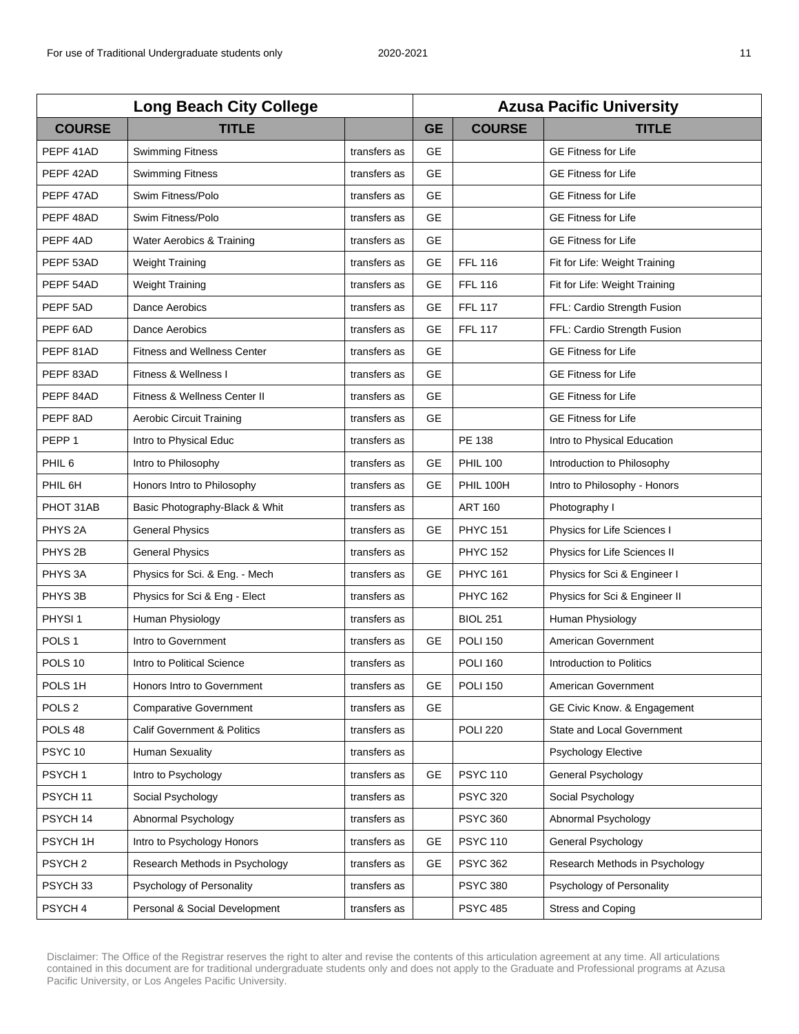| Long Beach City College | | | Azusa Pacific University | | |
|---|---|---|---|---|---|
| **COURSE** | **TITLE** | | **GE** | **COURSE** | **TITLE** |
| PEPF 41AD | Swimming Fitness | transfers as | GE | | GE Fitness for Life |
| PEPF 42AD | Swimming Fitness | transfers as | GE | | GE Fitness for Life |
| PEPF 47AD | Swim Fitness/Polo | transfers as | GE | | GE Fitness for Life |
| PEPF 48AD | Swim Fitness/Polo | transfers as | GE | | GE Fitness for Life |
| PEPF 4AD | Water Aerobics & Training | transfers as | GE | | GE Fitness for Life |
| PEPF 53AD | Weight Training | transfers as | GE | FFL 116 | Fit for Life: Weight Training |
| PEPF 54AD | Weight Training | transfers as | GE | FFL 116 | Fit for Life: Weight Training |
| PEPF 5AD | Dance Aerobics | transfers as | GE | FFL 117 | FFL: Cardio Strength Fusion |
| PEPF 6AD | Dance Aerobics | transfers as | GE | FFL 117 | FFL: Cardio Strength Fusion |
| PEPF 81AD | Fitness and Wellness Center | transfers as | GE | | GE Fitness for Life |
| PEPF 83AD | Fitness & Wellness I | transfers as | GE | | GE Fitness for Life |
| PEPF 84AD | Fitness & Wellness Center II | transfers as | GE | | GE Fitness for Life |
| PEPF 8AD | Aerobic Circuit Training | transfers as | GE | | GE Fitness for Life |
| PEPP 1 | Intro to Physical Educ | transfers as | | PE 138 | Intro to Physical Education |
| PHIL 6 | Intro to Philosophy | transfers as | GE | PHIL 100 | Introduction to Philosophy |
| PHIL 6H | Honors Intro to Philosophy | transfers as | GE | PHIL 100H | Intro to Philosophy - Honors |
| PHOT 31AB | Basic Photography-Black & Whit | transfers as | | ART 160 | Photography I |
| PHYS 2A | General Physics | transfers as | GE | PHYC 151 | Physics for Life Sciences I |
| PHYS 2B | General Physics | transfers as | | PHYC 152 | Physics for Life Sciences II |
| PHYS 3A | Physics for Sci. & Eng. - Mech | transfers as | GE | PHYC 161 | Physics for Sci & Engineer I |
| PHYS 3B | Physics for Sci & Eng - Elect | transfers as | | PHYC 162 | Physics for Sci & Engineer II |
| PHYSI 1 | Human Physiology | transfers as | | BIOL 251 | Human Physiology |
| POLS 1 | Intro to Government | transfers as | GE | POLI 150 | American Government |
| POLS 10 | Intro to Political Science | transfers as | | POLI 160 | Introduction to Politics |
| POLS 1H | Honors Intro to Government | transfers as | GE | POLI 150 | American Government |
| POLS 2 | Comparative Government | transfers as | GE | | GE Civic Know. & Engagement |
| POLS 48 | Calif Government & Politics | transfers as | | POLI 220 | State and Local Government |
| PSYC 10 | Human Sexuality | transfers as | | | Psychology Elective |
| PSYCH 1 | Intro to Psychology | transfers as | GE | PSYC 110 | General Psychology |
| PSYCH 11 | Social Psychology | transfers as | | PSYC 320 | Social Psychology |
| PSYCH 14 | Abnormal Psychology | transfers as | | PSYC 360 | Abnormal Psychology |
| PSYCH 1H | Intro to Psychology Honors | transfers as | GE | PSYC 110 | General Psychology |
| PSYCH 2 | Research Methods in Psychology | transfers as | GE | PSYC 362 | Research Methods in Psychology |
| PSYCH 33 | Psychology of Personality | transfers as | | PSYC 380 | Psychology of Personality |
| PSYCH 4 | Personal & Social Development | transfers as | | PSYC 485 | Stress and Coping |

Disclaimer: The Office of the Registrar reserves the right to alter and revise the contents of this articulation agreement at any time. All articulations contained in this document are for traditional undergraduate students only and does not apply to the Graduate and Professional programs at Azusa Pacific University, or Los Angeles Pacific University.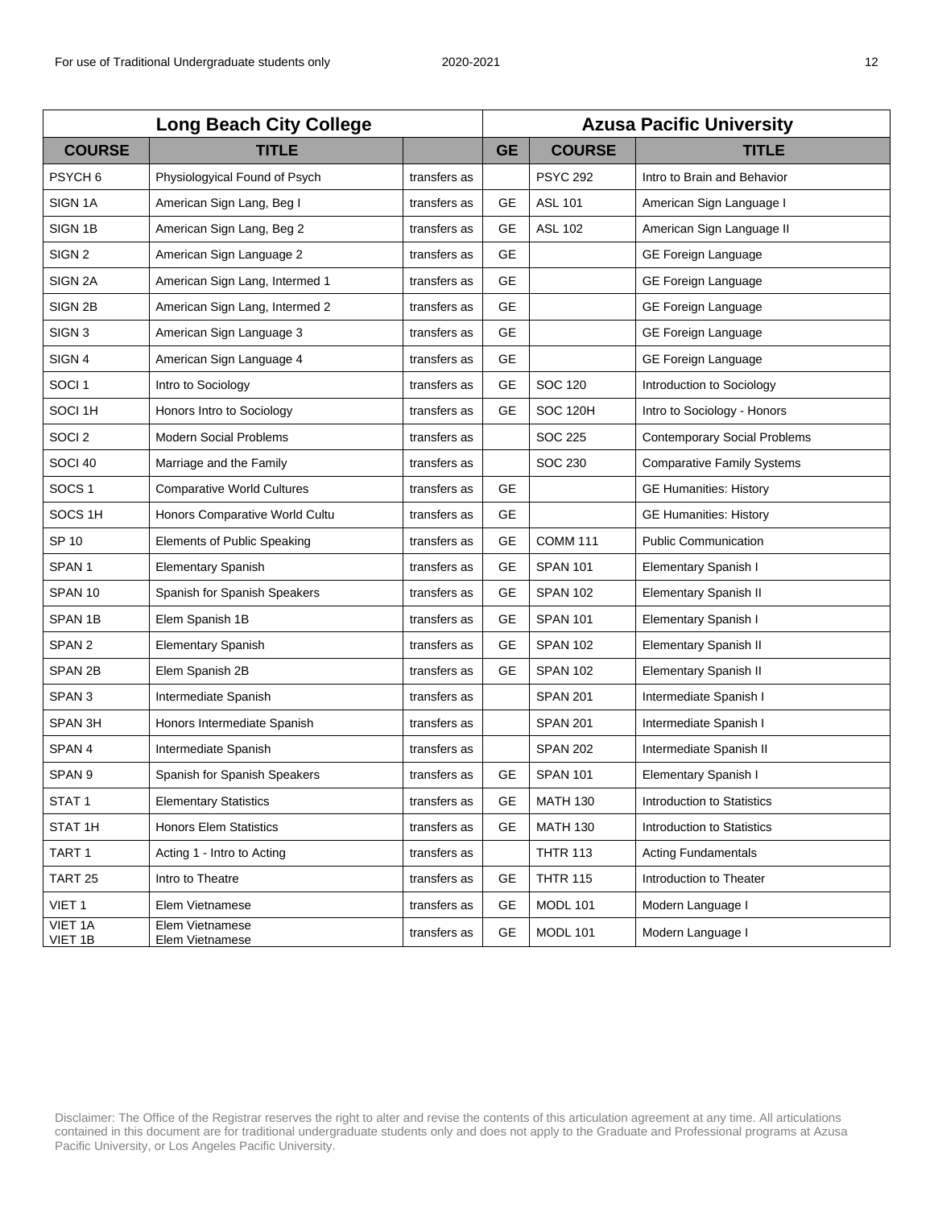| Long Beach City College | | | Azusa Pacific University | | |
|---|---|---|---|---|---|
| **COURSE** | **TITLE** | | **GE** | **COURSE** | **TITLE** |
| PSYCH 6 | Physiologyical Found of Psych | transfers as | | PSYC 292 | Intro to Brain and Behavior |
| SIGN 1A | American Sign Lang, Beg I | transfers as | GE | ASL 101 | American Sign Language I |
| SIGN 1B | American Sign Lang, Beg 2 | transfers as | GE | ASL 102 | American Sign Language II |
| SIGN 2 | American Sign Language 2 | transfers as | GE | | GE Foreign Language |
| SIGN 2A | American Sign Lang, Intermed 1 | transfers as | GE | | GE Foreign Language |
| SIGN 2B | American Sign Lang, Intermed 2 | transfers as | GE | | GE Foreign Language |
| SIGN 3 | American Sign Language 3 | transfers as | GE | | GE Foreign Language |
| SIGN 4 | American Sign Language 4 | transfers as | GE | | GE Foreign Language |
| SOCI 1 | Intro to Sociology | transfers as | GE | SOC 120 | Introduction to Sociology |
| SOCI 1H | Honors Intro to Sociology | transfers as | GE | SOC 120H | Intro to Sociology - Honors |
| SOCI 2 | Modern Social Problems | transfers as | | SOC 225 | Contemporary Social Problems |
| SOCI 40 | Marriage and the Family | transfers as | | SOC 230 | Comparative Family Systems |
| SOCS 1 | Comparative World Cultures | transfers as | GE | | GE Humanities: History |
| SOCS 1H | Honors Comparative World Cultu | transfers as | GE | | GE Humanities: History |
| SP 10 | Elements of Public Speaking | transfers as | GE | COMM 111 | Public Communication |
| SPAN 1 | Elementary Spanish | transfers as | GE | SPAN 101 | Elementary Spanish I |
| SPAN 10 | Spanish for Spanish Speakers | transfers as | GE | SPAN 102 | Elementary Spanish II |
| SPAN 1B | Elem Spanish 1B | transfers as | GE | SPAN 101 | Elementary Spanish I |
| SPAN 2 | Elementary Spanish | transfers as | GE | SPAN 102 | Elementary Spanish II |
| SPAN 2B | Elem Spanish 2B | transfers as | GE | SPAN 102 | Elementary Spanish II |
| SPAN 3 | Intermediate Spanish | transfers as | | SPAN 201 | Intermediate Spanish I |
| SPAN 3H | Honors Intermediate Spanish | transfers as | | SPAN 201 | Intermediate Spanish I |
| SPAN 4 | Intermediate Spanish | transfers as | | SPAN 202 | Intermediate Spanish II |
| SPAN 9 | Spanish for Spanish Speakers | transfers as | GE | SPAN 101 | Elementary Spanish I |
| STAT 1 | Elementary Statistics | transfers as | GE | MATH 130 | Introduction to Statistics |
| STAT 1H | Honors Elem Statistics | transfers as | GE | MATH 130 | Introduction to Statistics |
| TART 1 | Acting 1 - Intro to Acting | transfers as | | THTR 113 | Acting Fundamentals |
| TART 25 | Intro to Theatre | transfers as | GE | THTR 115 | Introduction to Theater |
| VIET 1 | Elem Vietnamese | transfers as | GE | MODL 101 | Modern Language I |
| VIET 1A VIET 1B | Elem Vietnamese Elem Vietnamese | transfers as | GE | MODL 101 | Modern Language I |

Disclaimer: The Office of the Registrar reserves the right to alter and revise the contents of this articulation agreement at any time. All articulations contained in this document are for traditional undergraduate students only and does not apply to the Graduate and Professional programs at Azusa Pacific University, or Los Angeles Pacific University.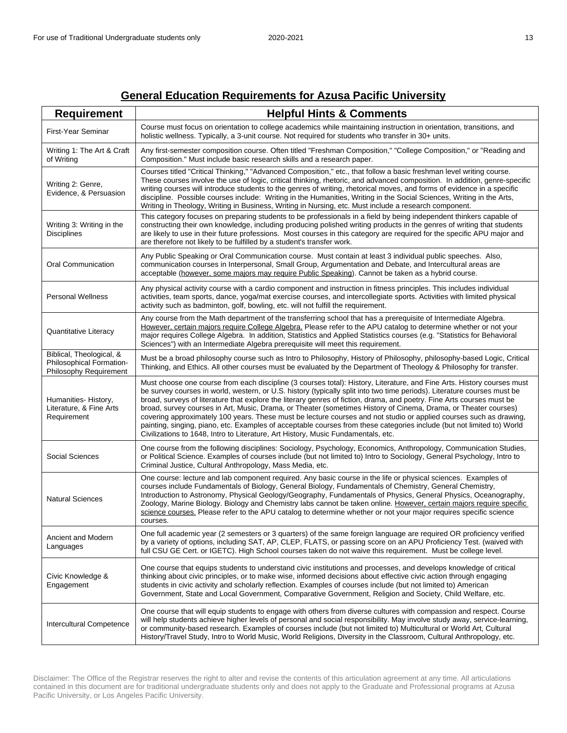## General Education Requirements for Azusa Pacific University

| Requirement | Helpful Hints & Comments |
|---|---|
| First-Year Seminar | Course must focus on orientation to college academics while maintaining instruction in orientation, transitions, and holistic wellness. Typically, a 3-unit course. Not required for students who transfer in 30+ units. |
| Writing 1: The Art & Craft of Writing | Any first-semester composition course. Often titled "Freshman Composition," "College Composition," or "Reading and Composition." Must include basic research skills and a research paper. |
| Writing 2: Genre, Evidence, & Persuasion | Courses titled "Critical Thinking," "Advanced Composition," etc., that follow a basic freshman level writing course. These courses involve the use of logic, critical thinking, rhetoric, and advanced composition. In addition, genre-specific writing courses will introduce students to the genres of writing, rhetorical moves, and forms of evidence in a specific discipline. Possible courses include: Writing in the Humanities, Writing in the Social Sciences, Writing in the Arts, Writing in Theology, Writing in Business, Writing in Nursing, etc. Must include a research component. |
| Writing 3: Writing in the Disciplines | This category focuses on preparing students to be professionals in a field by being independent thinkers capable of constructing their own knowledge, including producing polished writing products in the genres of writing that students are likely to use in their future professions. Most courses in this category are required for the specific APU major and are therefore not likely to be fulfilled by a student's transfer work. |
| Oral Communication | Any Public Speaking or Oral Communication course. Must contain at least 3 individual public speeches. Also, communication courses in Interpersonal, Small Group, Argumentation and Debate, and Intercultural areas are acceptable (however, some majors may require Public Speaking). Cannot be taken as a hybrid course. |
| Personal Wellness | Any physical activity course with a cardio component and instruction in fitness principles. This includes individual activities, team sports, dance, yoga/mat exercise courses, and intercollegiate sports. Activities with limited physical activity such as badminton, golf, bowling, etc. will not fulfill the requirement. |
| Quantitative Literacy | Any course from the Math department of the transferring school that has a prerequisite of Intermediate Algebra. However, certain majors require College Algebra. Please refer to the APU catalog to determine whether or not your major requires College Algebra. In addition, Statistics and Applied Statistics courses (e.g. "Statistics for Behavioral Sciences") with an Intermediate Algebra prerequisite will meet this requirement. |
| Biblical, Theological, & Philosophical Formation-Philosophy Requirement | Must be a broad philosophy course such as Intro to Philosophy, History of Philosophy, philosophy-based Logic, Critical Thinking, and Ethics. All other courses must be evaluated by the Department of Theology & Philosophy for transfer. |
| Humanities- History, Literature, & Fine Arts Requirement | Must choose one course from each discipline (3 courses total): History, Literature, and Fine Arts. History courses must be survey courses in world, western, or U.S. history (typically split into two time periods). Literature courses must be broad, surveys of literature that explore the literary genres of fiction, drama, and poetry. Fine Arts courses must be broad, survey courses in Art, Music, Drama, or Theater (sometimes History of Cinema, Drama, or Theater courses) covering approximately 100 years. These must be lecture courses and not studio or applied courses such as drawing, painting, singing, piano, etc. Examples of acceptable courses from these categories include (but not limited to) World Civilizations to 1648, Intro to Literature, Art History, Music Fundamentals, etc. |
| Social Sciences | One course from the following disciplines: Sociology, Psychology, Economics, Anthropology, Communication Studies, or Political Science. Examples of courses include (but not limited to) Intro to Sociology, General Psychology, Intro to Criminal Justice, Cultural Anthropology, Mass Media, etc. |
| Natural Sciences | One course: lecture and lab component required. Any basic course in the life or physical sciences. Examples of courses include Fundamentals of Biology, General Biology, Fundamentals of Chemistry, General Chemistry, Introduction to Astronomy, Physical Geology/Geography, Fundamentals of Physics, General Physics, Oceanography, Zoology, Marine Biology. Biology and Chemistry labs cannot be taken online. However, certain majors require specific science courses. Please refer to the APU catalog to determine whether or not your major requires specific science courses. |
| Ancient and Modern Languages | One full academic year (2 semesters or 3 quarters) of the same foreign language are required OR proficiency verified by a variety of options, including SAT, AP, CLEP, FLATS, or passing score on an APU Proficiency Test. (waived with full CSU GE Cert. or IGETC). High School courses taken do not waive this requirement. Must be college level. |
| Civic Knowledge & Engagement | One course that equips students to understand civic institutions and processes, and develops knowledge of critical thinking about civic principles, or to make wise, informed decisions about effective civic action through engaging students in civic activity and scholarly reflection. Examples of courses include (but not limited to) American Government, State and Local Government, Comparative Government, Religion and Society, Child Welfare, etc. |
| Intercultural Competence | One course that will equip students to engage with others from diverse cultures with compassion and respect. Course will help students achieve higher levels of personal and social responsibility. May involve study away, service-learning, or community-based research. Examples of courses include (but not limited to) Multicultural or World Art, Cultural History/Travel Study, Intro to World Music, World Religions, Diversity in the Classroom, Cultural Anthropology, etc. |

Disclaimer: The Office of the Registrar reserves the right to alter and revise the contents of this articulation agreement at any time. All articulations contained in this document are for traditional undergraduate students only and does not apply to the Graduate and Professional programs at Azusa Pacific University, or Los Angeles Pacific University.